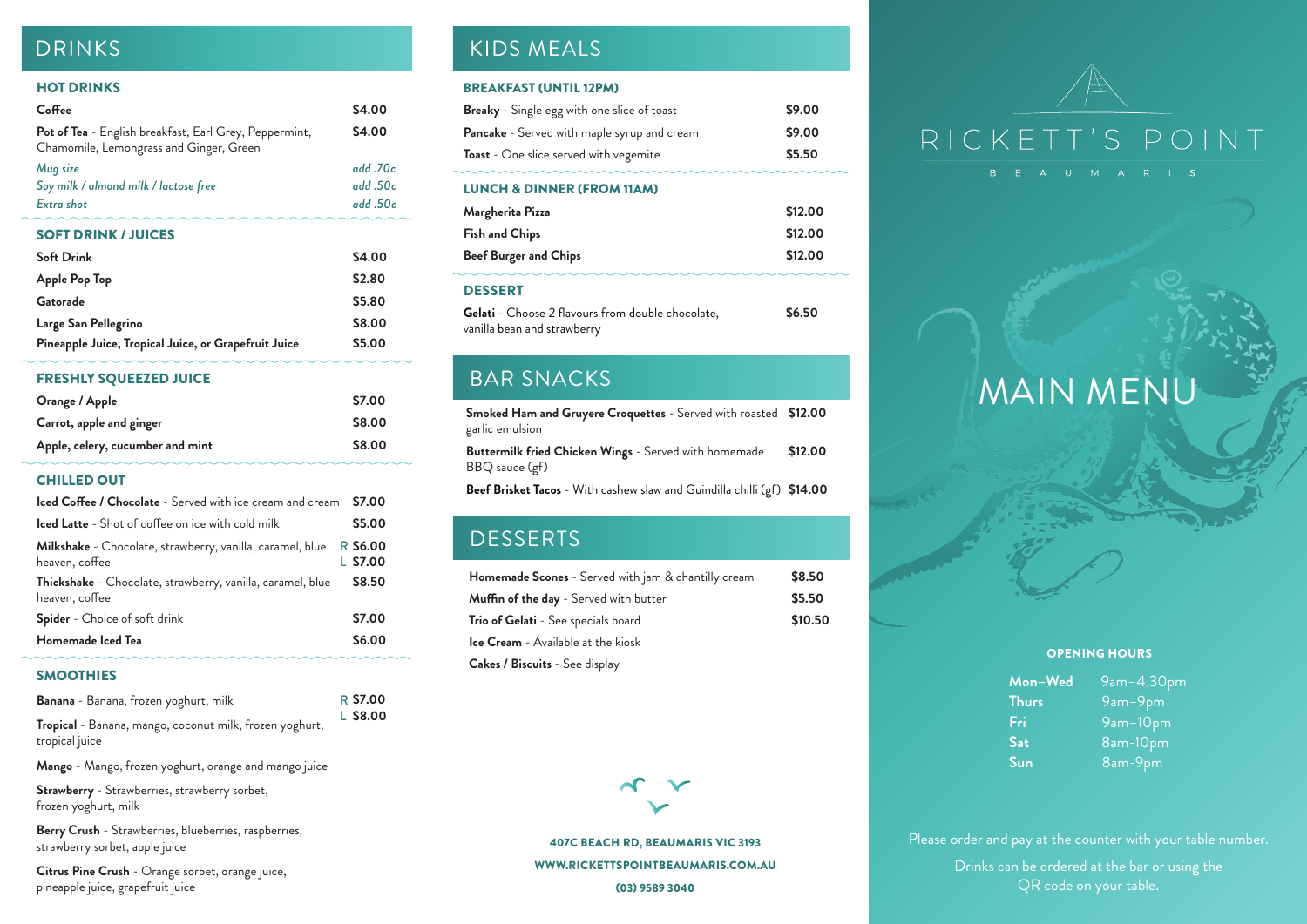# DRINKS

## HOT DRINKS

| Item | Price |
|---|---|
| **Coffee** | $4.00 |
| **Pot of Tea** - English breakfast, Earl Grey, Peppermint, Chamomile, Lemongrass and Ginger, Green | $4.00 |
| *Mug size* | *add .70c* |
| *Soy milk / almond milk / lactose free* | *add .50c* |
| *Extra shot* | *add .50c* |

## SOFT DRINK / JUICES

| Item | Price |
|---|---|
| **Soft Drink** | $4.00 |
| **Apple Pop Top** | $2.80 |
| **Gatorade** | $5.80 |
| **Large San Pellegrino** | $8.00 |
| **Pineapple Juice, Tropical Juice, or Grapefruit Juice** | $5.00 |

## FRESHLY SQUEEZED JUICE

| Item | Price |
|---|---|
| **Orange / Apple** | $7.00 |
| **Carrot, apple and ginger** | $8.00 |
| **Apple, celery, cucumber and mint** | $8.00 |

## CHILLED OUT

| Item | Price |
|---|---|
| **Iced Coffee / Chocolate** - Served with ice cream and cream | $7.00 |
| **Iced Latte** - Shot of coffee on ice with cold milk | $5.00 |
| **Milkshake** - Chocolate, strawberry, vanilla, caramel, blue heaven, coffee | R $6.00 / L $7.00 |
| **Thickshake** - Chocolate, strawberry, vanilla, caramel, blue heaven, coffee | $8.50 |
| **Spider** - Choice of soft drink | $7.00 |
| **Homemade Iced Tea** | $6.00 |

## SMOOTHIES

R $7.00
L $8.00

**Banana** - Banana, frozen yoghurt, milk

**Tropical** - Banana, mango, coconut milk, frozen yoghurt, tropical juice

**Mango** - Mango, frozen yoghurt, orange and mango juice

**Strawberry** - Strawberries, strawberry sorbet, frozen yoghurt, milk

**Berry Crush** - Strawberries, blueberries, raspberries, strawberry sorbet, apple juice

**Citrus Pine Crush** - Orange sorbet, orange juice, pineapple juice, grapefruit juice

# KIDS MEALS

## BREAKFAST (UNTIL 12PM)

| Item | Price |
|---|---|
| **Breaky** - Single egg with one slice of toast | $9.00 |
| **Pancake** - Served with maple syrup and cream | $9.00 |
| **Toast** - One slice served with vegemite | $5.50 |

## LUNCH & DINNER (FROM 11AM)

| Item | Price |
|---|---|
| **Margherita Pizza** | $12.00 |
| **Fish and Chips** | $12.00 |
| **Beef Burger and Chips** | $12.00 |

## DESSERT

| Item | Price |
|---|---|
| **Gelati** - Choose 2 flavours from double chocolate, vanilla bean and strawberry | $6.50 |

# BAR SNACKS

| Item | Price |
|---|---|
| **Smoked Ham and Gruyere Croquettes** - Served with roasted garlic emulsion | $12.00 |
| **Buttermilk fried Chicken Wings** - Served with homemade BBQ sauce (gf) | $12.00 |
| **Beef Brisket Tacos** - With cashew slaw and Guindilla chilli (gf) | $14.00 |

# DESSERTS

| Item | Price |
|---|---|
| **Homemade Scones** - Served with jam & chantilly cream | $8.50 |
| **Muffin of the day** - Served with butter | $5.50 |
| **Trio of Gelati** - See specials board | $10.50 |
| **Ice Cream** - Available at the kiosk | |
| **Cakes / Biscuits** - See display | |

**407C BEACH RD, BEAUMARIS VIC 3193**

**WWW.RICKETTSPOINTBEAUMARIS.COM.AU**

**(03) 9589 3040**

# RICKETT'S POINT

BEAUMARIS

# MAIN MENU

## OPENING HOURS

| Day | Hours |
|---|---|
| **Mon–Wed** | 9am–4.30pm |
| **Thurs** | 9am–9pm |
| **Fri** | 9am–10pm |
| **Sat** | 8am-10pm |
| **Sun** | 8am-9pm |

Please order and pay at the counter with your table number.

Drinks can be ordered at the bar or using the QR code on your table.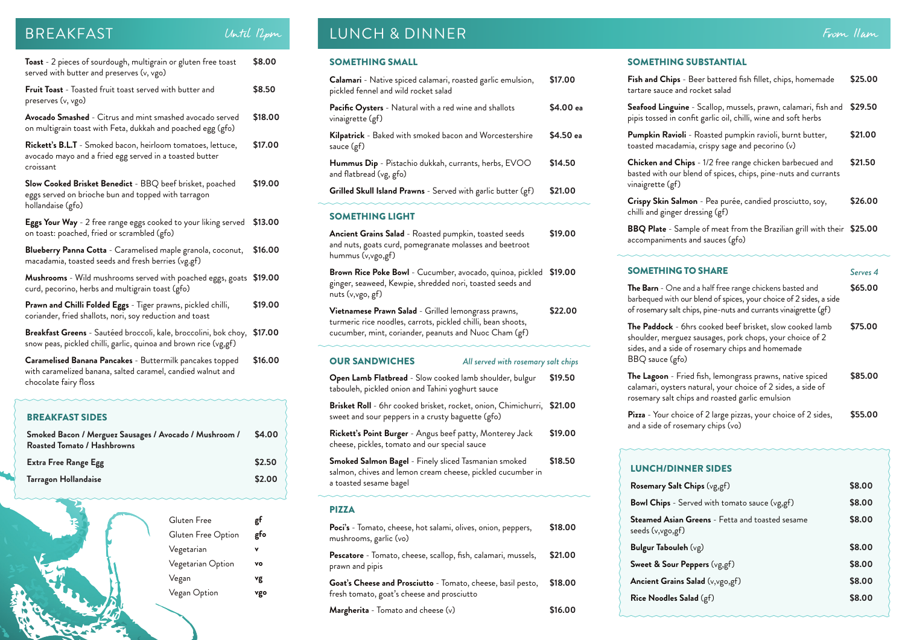# BREAKFAST

*Until 12pm*

| | |
|---|---|
| **Toast** - 2 pieces of sourdough, multigrain or gluten free toast served with butter and preserves (v, vgo) | $8.00 |
| **Fruit Toast** - Toasted fruit toast served with butter and preserves (v, vgo) | $8.50 |
| **Avocado Smashed** - Citrus and mint smashed avocado served on multigrain toast with Feta, dukkah and poached egg (gfo) | $18.00 |
| **Rickett's B.L.T** - Smoked bacon, heirloom tomatoes, lettuce, avocado mayo and a fried egg served in a toasted butter croissant | $17.00 |
| **Slow Cooked Brisket Benedict** - BBQ beef brisket, poached eggs served on brioche bun and topped with tarragon hollandaise (gfo) | $19.00 |
| **Eggs Your Way** - 2 free range eggs cooked to your liking served on toast: poached, fried or scrambled (gfo) | $13.00 |
| **Blueberry Panna Cotta** - Caramelised maple granola, coconut, macadamia, toasted seeds and fresh berries (vg,gf) | $16.00 |
| **Mushrooms** - Wild mushrooms served with poached eggs, goats curd, pecorino, herbs and multigrain toast (gfo) | $19.00 |
| **Prawn and Chilli Folded Eggs** - Tiger prawns, pickled chilli, coriander, fried shallots, nori, soy reduction and toast | $19.00 |
| **Breakfast Greens** - Sautéed broccoli, kale, broccolini, bok choy, snow peas, pickled chilli, garlic, quinoa and brown rice (vg,gf) | $17.00 |
| **Caramelised Banana Pancakes** - Buttermilk pancakes topped with caramelized banana, salted caramel, candied walnut and chocolate fairy floss | $16.00 |

## BREAKFAST SIDES

| | |
|---|---|
| **Smoked Bacon / Merguez Sausages / Avocado / Mushroom / Roasted Tomato / Hashbrowns** | $4.00 |
| **Extra Free Range Egg** | $2.50 |
| **Tarragon Hollandaise** | $2.00 |

| | |
|---|---|
| Gluten Free | gf |
| Gluten Free Option | gfo |
| Vegetarian | v |
| Vegetarian Option | vo |
| Vegan | vg |
| Vegan Option | vgo |

# LUNCH & DINNER

*From 11am*

## SOMETHING SMALL

| | |
|---|---|
| **Calamari** - Native spiced calamari, roasted garlic emulsion, pickled fennel and wild rocket salad | $17.00 |
| **Pacific Oysters** - Natural with a red wine and shallots vinaigrette (gf) | $4.00 ea |
| **Kilpatrick** - Baked with smoked bacon and Worcestershire sauce (gf) | $4.50 ea |
| **Hummus Dip** - Pistachio dukkah, currants, herbs, EVOO and flatbread (vg, gfo) | $14.50 |
| **Grilled Skull Island Prawns** - Served with garlic butter (gf) | $21.00 |

## SOMETHING LIGHT

| | |
|---|---|
| **Ancient Grains Salad** - Roasted pumpkin, toasted seeds and nuts, goats curd, pomegranate molasses and beetroot hummus (v,vgo,gf) | $19.00 |
| **Brown Rice Poke Bowl** - Cucumber, avocado, quinoa, pickled ginger, seaweed, Kewpie, shredded nori, toasted seeds and nuts (v,vgo, gf) | $19.00 |
| **Vietnamese Prawn Salad** - Grilled lemongrass prawns, turmeric rice noodles, carrots, pickled chilli, bean shoots, cucumber, mint, coriander, peanuts and Nuoc Cham (gf) | $22.00 |

## OUR SANDWICHES

*All served with rosemary salt chips*

| | |
|---|---|
| **Open Lamb Flatbread** - Slow cooked lamb shoulder, bulgur tabouleh, pickled onion and Tahini yoghurt sauce | $19.50 |
| **Brisket Roll** - 6hr cooked brisket, rocket, onion, Chimichurri, sweet and sour peppers in a crusty baguette (gfo) | $21.00 |
| **Rickett's Point Burger** - Angus beef patty, Monterey Jack cheese, pickles, tomato and our special sauce | $19.00 |
| **Smoked Salmon Bagel** - Finely sliced Tasmanian smoked salmon, chives and lemon cream cheese, pickled cucumber in a toasted sesame bagel | $18.50 |

## PIZZA

| | |
|---|---|
| **Poci's** - Tomato, cheese, hot salami, olives, onion, peppers, mushrooms, garlic (vo) | $18.00 |
| **Pescatore** - Tomato, cheese, scallop, fish, calamari, mussels, prawn and pipis | $21.00 |
| **Goat's Cheese and Prosciutto** - Tomato, cheese, basil pesto, fresh tomato, goat's cheese and prosciutto | $18.00 |
| **Margherita** - Tomato and cheese (v) | $16.00 |

## SOMETHING SUBSTANTIAL

| | |
|---|---|
| **Fish and Chips** - Beer battered fish fillet, chips, homemade tartare sauce and rocket salad | $25.00 |
| **Seafood Linguine** - Scallop, mussels, prawn, calamari, fish and pipis tossed in confit garlic oil, chilli, wine and soft herbs | $29.50 |
| **Pumpkin Ravioli** - Roasted pumpkin ravioli, burnt butter, toasted macadamia, crispy sage and pecorino (v) | $21.00 |
| **Chicken and Chips** - 1/2 free range chicken barbecued and basted with our blend of spices, chips, pine-nuts and currants vinaigrette (gf) | $21.50 |
| **Crispy Skin Salmon** - Pea purée, candied prosciutto, soy, chilli and ginger dressing (gf) | $26.00 |
| **BBQ Plate** - Sample of meat from the Brazilian grill with their accompaniments and sauces (gfo) | $25.00 |

## SOMETHING TO SHARE

*Serves 4*

| | |
|---|---|
| **The Barn** - One and a half free range chickens basted and barbequed with our blend of spices, your choice of 2 sides, a side of rosemary salt chips, pine-nuts and currants vinaigrette (gf) | $65.00 |
| **The Paddock** - 6hrs cooked beef brisket, slow cooked lamb shoulder, merguez sausages, pork chops, your choice of 2 sides, and a side of rosemary chips and homemade BBQ sauce (gfo) | $75.00 |
| **The Lagoon** - Fried fish, lemongrass prawns, native spiced calamari, oysters natural, your choice of 2 sides, a side of rosemary salt chips and roasted garlic emulsion | $85.00 |
| **Pizza** - Your choice of 2 large pizzas, your choice of 2 sides, and a side of rosemary chips (vo) | $55.00 |

## LUNCH/DINNER SIDES

| | |
|---|---|
| **Rosemary Salt Chips** (vg,gf) | $8.00 |
| **Bowl Chips** - Served with tomato sauce (vg,gf) | $8.00 |
| **Steamed Asian Greens** - Fetta and toasted sesame seeds (v,vgo,gf) | $8.00 |
| **Bulgur Tabouleh** (vg) | $8.00 |
| **Sweet & Sour Peppers** (vg,gf) | $8.00 |
| **Ancient Grains Salad** (v,vgo,gf) | $8.00 |
| **Rice Noodles Salad** (gf) | $8.00 |